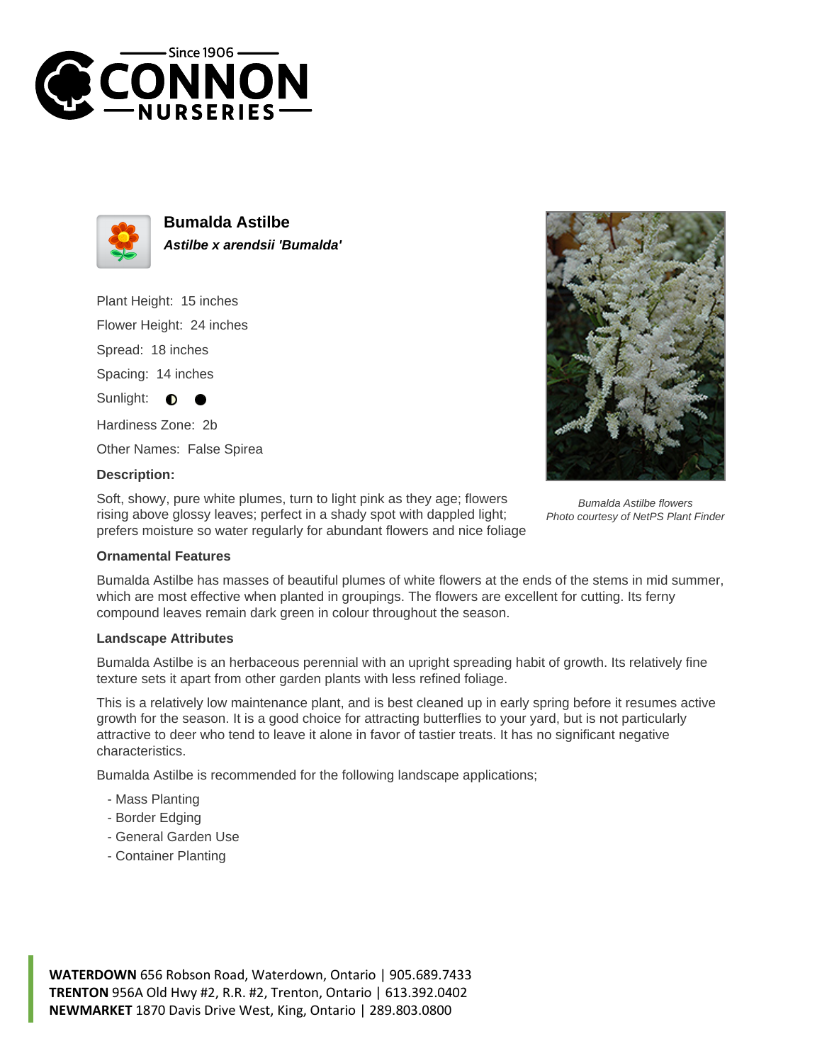# Bumalda Astilbe

***Astilbe x arendsii 'Bumalda'***

Plant Height: 15 inches

Flower Height: 24 inches

Spread: 18 inches

Spacing: 14 inches

Sunlight: ◐ ●

Hardiness Zone: 2b

Other Names: False Spirea

**Description:**

Soft, showy, pure white plumes, turn to light pink as they age; flowers rising above glossy leaves; perfect in a shady spot with dappled light; prefers moisture so water regularly for abundant flowers and nice foliage

*Bumalda Astilbe flowers*
*Photo courtesy of NetPS Plant Finder*

### Ornamental Features

Bumalda Astilbe has masses of beautiful plumes of white flowers at the ends of the stems in mid summer, which are most effective when planted in groupings. The flowers are excellent for cutting. Its ferny compound leaves remain dark green in colour throughout the season.

### Landscape Attributes

Bumalda Astilbe is an herbaceous perennial with an upright spreading habit of growth. Its relatively fine texture sets it apart from other garden plants with less refined foliage.

This is a relatively low maintenance plant, and is best cleaned up in early spring before it resumes active growth for the season. It is a good choice for attracting butterflies to your yard, but is not particularly attractive to deer who tend to leave it alone in favor of tastier treats. It has no significant negative characteristics.

Bumalda Astilbe is recommended for the following landscape applications;

- Mass Planting
- Border Edging
- General Garden Use
- Container Planting

**WATERDOWN** 656 Robson Road, Waterdown, Ontario | 905.689.7433
**TRENTON** 956A Old Hwy #2, R.R. #2, Trenton, Ontario | 613.392.0402
**NEWMARKET** 1870 Davis Drive West, King, Ontario | 289.803.0800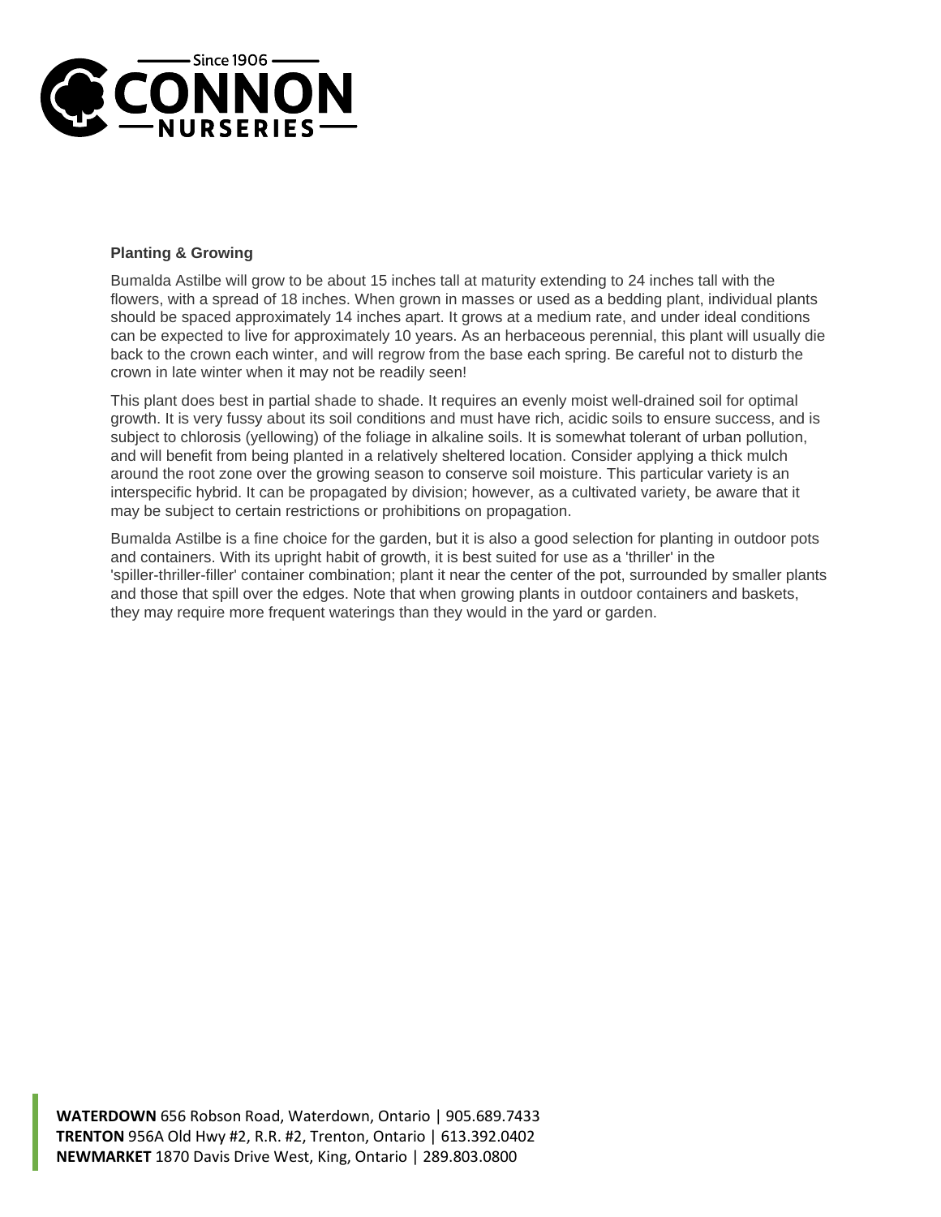**Planting & Growing**

Bumalda Astilbe will grow to be about 15 inches tall at maturity extending to 24 inches tall with the flowers, with a spread of 18 inches. When grown in masses or used as a bedding plant, individual plants should be spaced approximately 14 inches apart. It grows at a medium rate, and under ideal conditions can be expected to live for approximately 10 years. As an herbaceous perennial, this plant will usually die back to the crown each winter, and will regrow from the base each spring. Be careful not to disturb the crown in late winter when it may not be readily seen!

This plant does best in partial shade to shade. It requires an evenly moist well-drained soil for optimal growth. It is very fussy about its soil conditions and must have rich, acidic soils to ensure success, and is subject to chlorosis (yellowing) of the foliage in alkaline soils. It is somewhat tolerant of urban pollution, and will benefit from being planted in a relatively sheltered location. Consider applying a thick mulch around the root zone over the growing season to conserve soil moisture. This particular variety is an interspecific hybrid. It can be propagated by division; however, as a cultivated variety, be aware that it may be subject to certain restrictions or prohibitions on propagation.

Bumalda Astilbe is a fine choice for the garden, but it is also a good selection for planting in outdoor pots and containers. With its upright habit of growth, it is best suited for use as a 'thriller' in the 'spiller-thriller-filler' container combination; plant it near the center of the pot, surrounded by smaller plants and those that spill over the edges. Note that when growing plants in outdoor containers and baskets, they may require more frequent waterings than they would in the yard or garden.